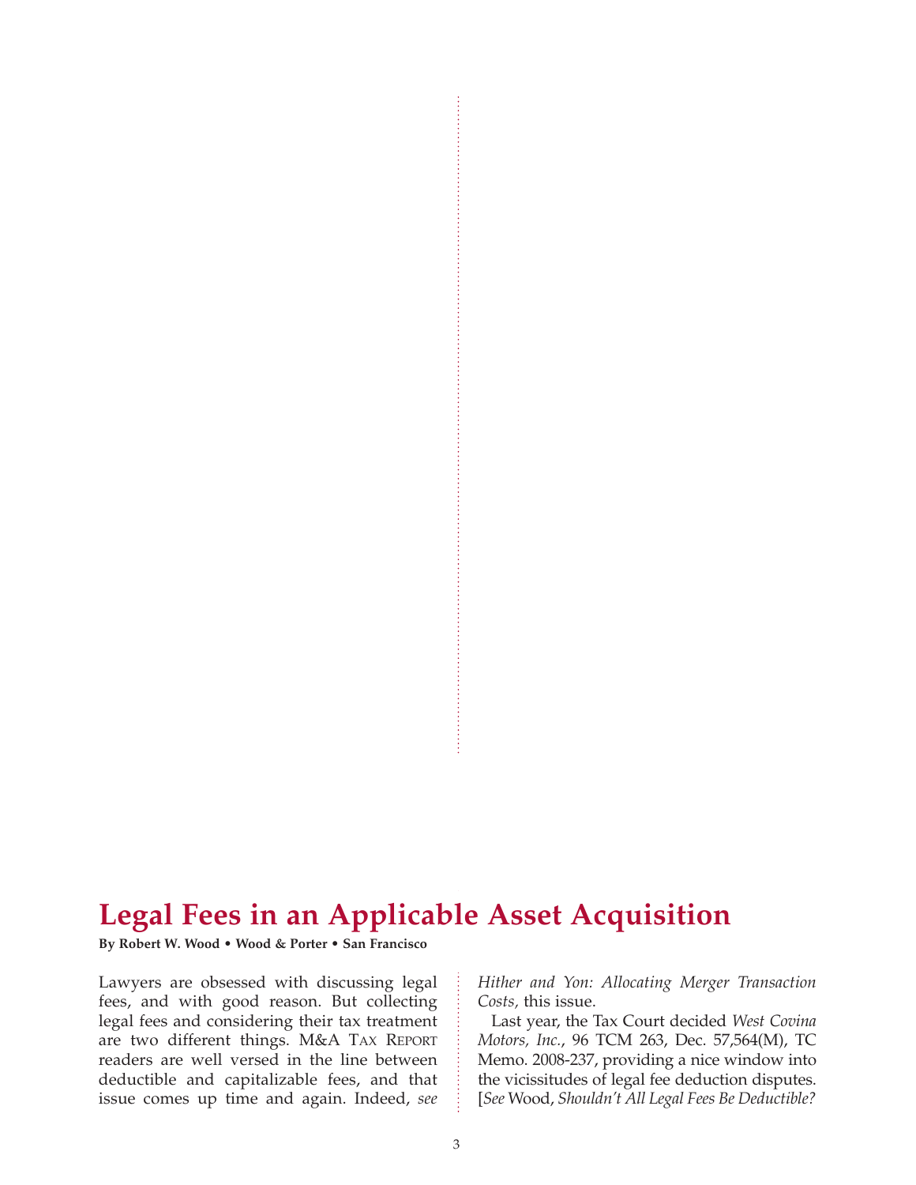# Legal Fees in an Applicable Asset Acquisition

**By Robert W. Wood • Wood & Porter • San Francisco**

Lawyers are obsessed with discussing legal fees, and with good reason. But collecting legal fees and considering their tax treatment are two different things. M&A TAX REPORT readers are well versed in the line between deductible and capitalizable fees, and that issue comes up time and again. Indeed, *see Hither and Yon: Allocating Merger Transaction Costs,* this issue.

Last year, the Tax Court decided *West Covina Motors, Inc.*, 96 TCM 263, Dec. 57,564(M), TC Memo. 2008-237, providing a nice window into the vicissitudes of legal fee deduction disputes. [*See* Wood, *Shouldn't All Legal Fees Be Deductible?*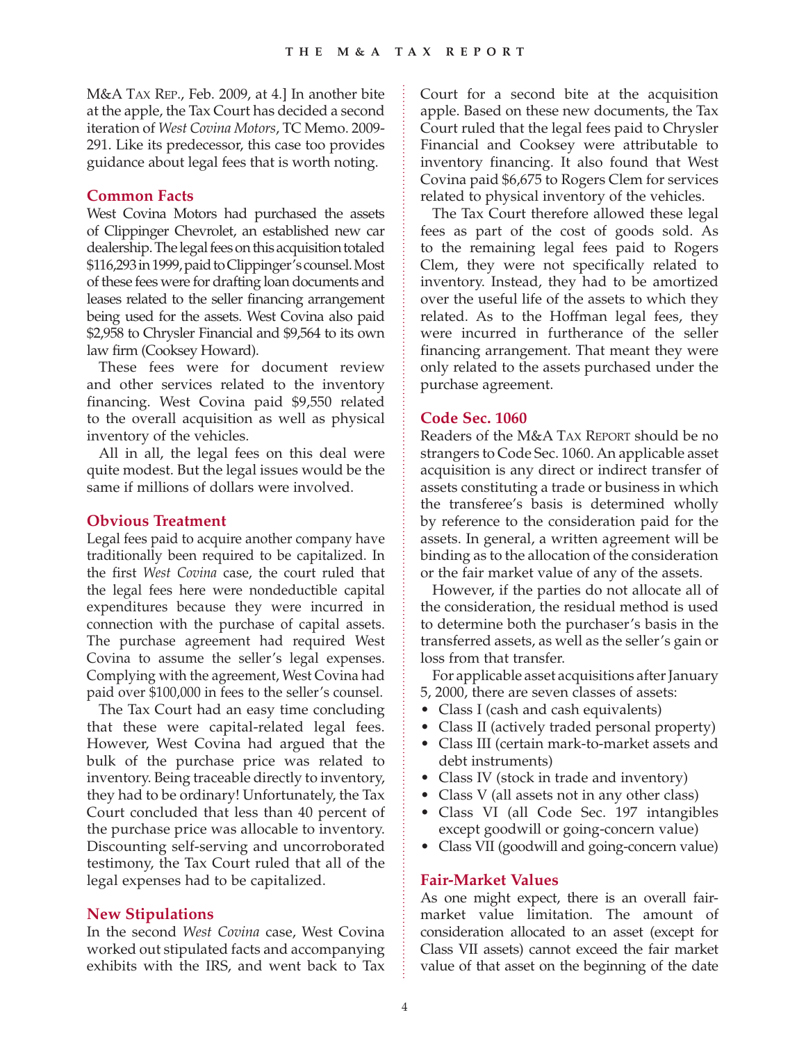M&A TAX REP., Feb. 2009, at 4.] In another bite at the apple, the Tax Court has decided a second iteration of *West Covina Motors*, TC Memo. 2009-291. Like its predecessor, this case too provides guidance about legal fees that is worth noting.

### Common Facts

West Covina Motors had purchased the assets of Clippinger Chevrolet, an established new car dealership. The legal fees on this acquisition totaled $116,293 in 1999, paid to Clippinger's counsel. Most of these fees were for drafting loan documents and leases related to the seller financing arrangement being used for the assets. West Covina also paid $2,958 to Chrysler Financial and $9,564 to its own law firm (Cooksey Howard).

These fees were for document review and other services related to the inventory financing. West Covina paid $9,550 related to the overall acquisition as well as physical inventory of the vehicles.

All in all, the legal fees on this deal were quite modest. But the legal issues would be the same if millions of dollars were involved.

### Obvious Treatment

Legal fees paid to acquire another company have traditionally been required to be capitalized. In the first *West Covina* case, the court ruled that the legal fees here were nondeductible capital expenditures because they were incurred in connection with the purchase of capital assets. The purchase agreement had required West Covina to assume the seller's legal expenses. Complying with the agreement, West Covina had paid over $100,000 in fees to the seller's counsel.

The Tax Court had an easy time concluding that these were capital-related legal fees. However, West Covina had argued that the bulk of the purchase price was related to inventory. Being traceable directly to inventory, they had to be ordinary! Unfortunately, the Tax Court concluded that less than 40 percent of the purchase price was allocable to inventory. Discounting self-serving and uncorroborated testimony, the Tax Court ruled that all of the legal expenses had to be capitalized.

### New Stipulations

In the second *West Covina* case, West Covina worked out stipulated facts and accompanying exhibits with the IRS, and went back to Tax Court for a second bite at the acquisition apple. Based on these new documents, the Tax Court ruled that the legal fees paid to Chrysler Financial and Cooksey were attributable to inventory financing. It also found that West Covina paid $6,675 to Rogers Clem for services related to physical inventory of the vehicles.

The Tax Court therefore allowed these legal fees as part of the cost of goods sold. As to the remaining legal fees paid to Rogers Clem, they were not specifically related to inventory. Instead, they had to be amortized over the useful life of the assets to which they related. As to the Hoffman legal fees, they were incurred in furtherance of the seller financing arrangement. That meant they were only related to the assets purchased under the purchase agreement.

### Code Sec. 1060

Readers of the M&A TAX REPORT should be no strangers to Code Sec. 1060. An applicable asset acquisition is any direct or indirect transfer of assets constituting a trade or business in which the transferee's basis is determined wholly by reference to the consideration paid for the assets. In general, a written agreement will be binding as to the allocation of the consideration or the fair market value of any of the assets.

However, if the parties do not allocate all of the consideration, the residual method is used to determine both the purchaser's basis in the transferred assets, as well as the seller's gain or loss from that transfer.

For applicable asset acquisitions after January 5, 2000, there are seven classes of assets:

- Class I (cash and cash equivalents)
- Class II (actively traded personal property)
- Class III (certain mark-to-market assets and debt instruments)
- Class IV (stock in trade and inventory)
- Class V (all assets not in any other class)
- Class VI (all Code Sec. 197 intangibles except goodwill or going-concern value)
- Class VII (goodwill and going-concern value)

### Fair-Market Values

As one might expect, there is an overall fair-market value limitation. The amount of consideration allocated to an asset (except for Class VII assets) cannot exceed the fair market value of that asset on the beginning of the date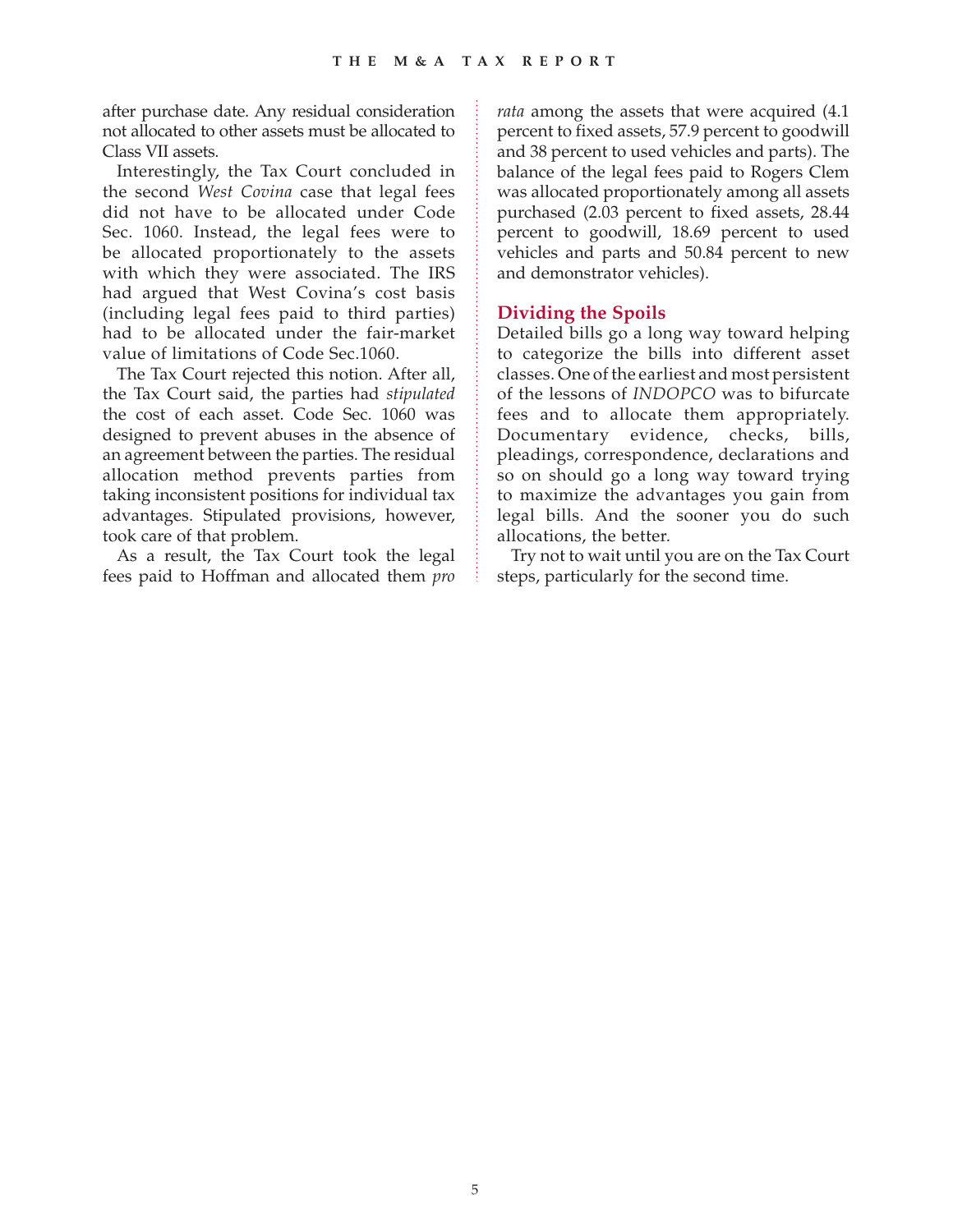after purchase date. Any residual consideration not allocated to other assets must be allocated to Class VII assets.

Interestingly, the Tax Court concluded in the second *West Covina* case that legal fees did not have to be allocated under Code Sec. 1060. Instead, the legal fees were to be allocated proportionately to the assets with which they were associated. The IRS had argued that West Covina's cost basis (including legal fees paid to third parties) had to be allocated under the fair-market value of limitations of Code Sec.1060.

The Tax Court rejected this notion. After all, the Tax Court said, the parties had *stipulated* the cost of each asset. Code Sec. 1060 was designed to prevent abuses in the absence of an agreement between the parties. The residual allocation method prevents parties from taking inconsistent positions for individual tax advantages. Stipulated provisions, however, took care of that problem.

As a result, the Tax Court took the legal fees paid to Hoffman and allocated them *pro rata* among the assets that were acquired (4.1 percent to fixed assets, 57.9 percent to goodwill and 38 percent to used vehicles and parts). The balance of the legal fees paid to Rogers Clem was allocated proportionately among all assets purchased (2.03 percent to fixed assets, 28.44 percent to goodwill, 18.69 percent to used vehicles and parts and 50.84 percent to new and demonstrator vehicles).

## Dividing the Spoils

Detailed bills go a long way toward helping to categorize the bills into different asset classes. One of the earliest and most persistent of the lessons of *INDOPCO* was to bifurcate fees and to allocate them appropriately. Documentary evidence, checks, bills, pleadings, correspondence, declarations and so on should go a long way toward trying to maximize the advantages you gain from legal bills. And the sooner you do such allocations, the better.

Try not to wait until you are on the Tax Court steps, particularly for the second time.